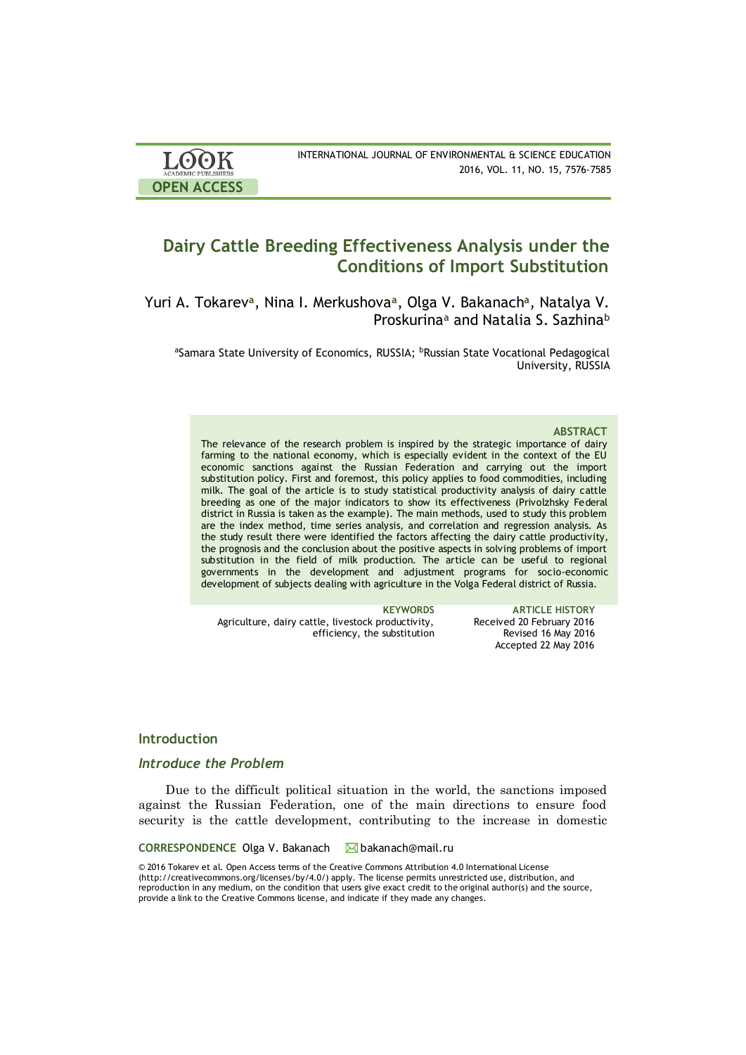**OPEN ACCESS**

# Dairy Cattle Breeding Effectiveness Analysis under the Conditions of Import Substitution

Yuri A. Tokarev[a], Nina I. Merkushova[a], Olga V. Bakanach[a], Natalya V. Proskurina[a] and Natalia S. Sazhina[b]

[a]Samara State University of Economics, RUSSIA; [b]Russian State Vocational Pedagogical University, RUSSIA

**ABSTRACT**

The relevance of the research problem is inspired by the strategic importance of dairy farming to the national economy, which is especially evident in the context of the EU economic sanctions against the Russian Federation and carrying out the import substitution policy. First and foremost, this policy applies to food commodities, including milk. The goal of the article is to study statistical productivity analysis of dairy cattle breeding as one of the major indicators to show its effectiveness (Privolzhsky Federal district in Russia is taken as the example). The main methods, used to study this problem are the index method, time series analysis, and correlation and regression analysis. As the study result there were identified the factors affecting the dairy cattle productivity, the prognosis and the conclusion about the positive aspects in solving problems of import substitution in the field of milk production. The article can be useful to regional governments in the development and adjustment programs for socio-economic development of subjects dealing with agriculture in the Volga Federal district of Russia.

**KEYWORDS**

Agriculture, dairy cattle, livestock productivity, efficiency, the substitution

**ARTICLE HISTORY**

Received 20 February 2016
Revised 16 May 2016
Accepted 22 May 2016

## Introduction

### *Introduce the Problem*

Due to the difficult political situation in the world, the sanctions imposed against the Russian Federation, one of the main directions to ensure food security is the cattle development, contributing to the increase in domestic

**CORRESPONDENCE** Olga V. Bakanach bakanach@mail.ru

© 2016 Tokarev et al. Open Access terms of the Creative Commons Attribution 4.0 International License (http://creativecommons.org/licenses/by/4.0/) apply. The license permits unrestricted use, distribution, and reproduction in any medium, on the condition that users give exact credit to the original author(s) and the source, provide a link to the Creative Commons license, and indicate if they made any changes.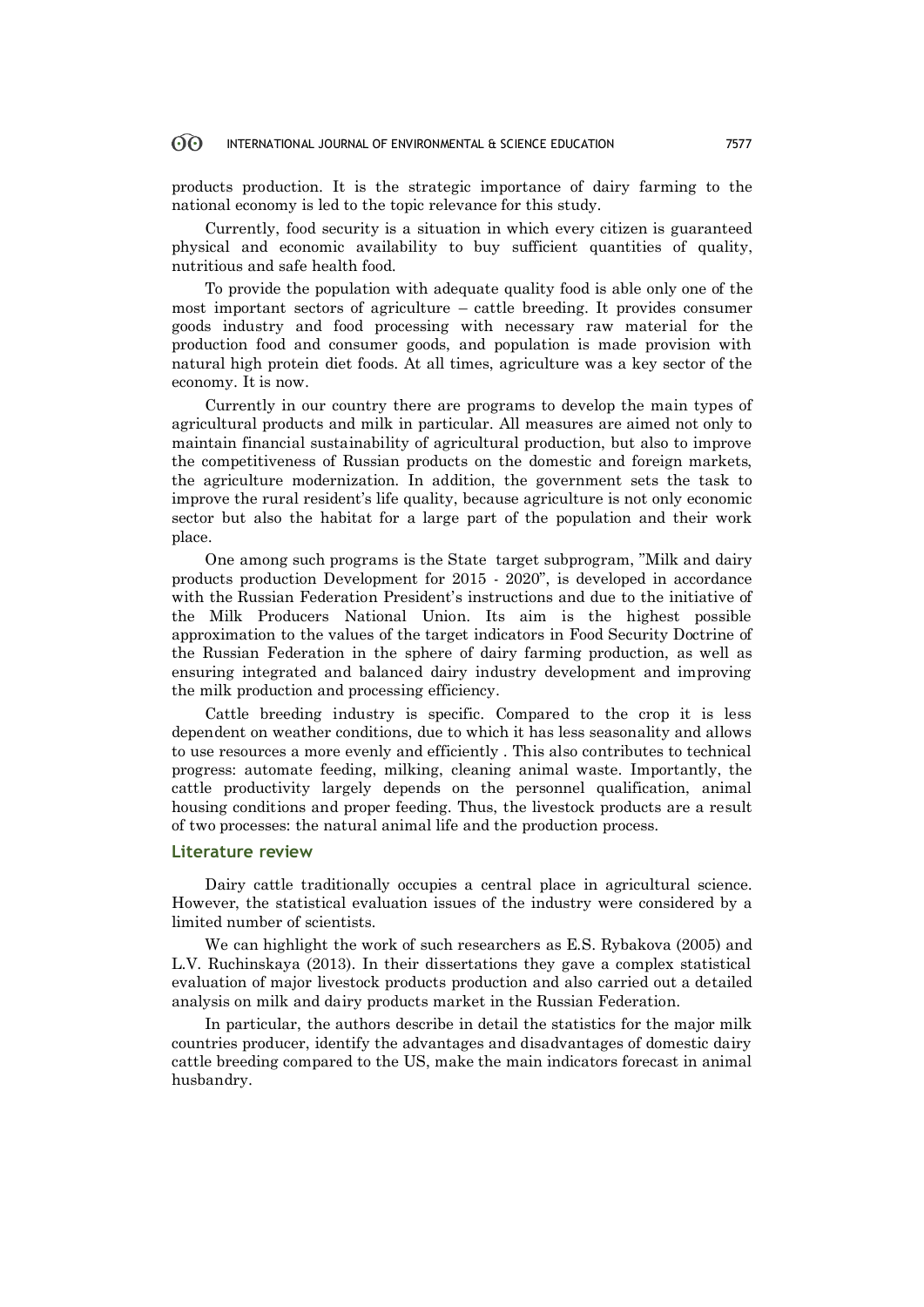products production. It is the strategic importance of dairy farming to the national economy is led to the topic relevance for this study.

Currently, food security is a situation in which every citizen is guaranteed physical and economic availability to buy sufficient quantities of quality, nutritious and safe health food.

To provide the population with adequate quality food is able only one of the most important sectors of agriculture – cattle breeding. It provides consumer goods industry and food processing with necessary raw material for the production food and consumer goods, and population is made provision with natural high protein diet foods. At all times, agriculture was a key sector of the economy. It is now.

Currently in our country there are programs to develop the main types of agricultural products and milk in particular. All measures are aimed not only to maintain financial sustainability of agricultural production, but also to improve the competitiveness of Russian products on the domestic and foreign markets, the agriculture modernization. In addition, the government sets the task to improve the rural resident's life quality, because agriculture is not only economic sector but also the habitat for a large part of the population and their work place.

One among such programs is the State target subprogram, "Milk and dairy products production Development for 2015 - 2020", is developed in accordance with the Russian Federation President's instructions and due to the initiative of the Milk Producers National Union. Its aim is the highest possible approximation to the values of the target indicators in Food Security Doctrine of the Russian Federation in the sphere of dairy farming production, as well as ensuring integrated and balanced dairy industry development and improving the milk production and processing efficiency.

Cattle breeding industry is specific. Compared to the crop it is less dependent on weather conditions, due to which it has less seasonality and allows to use resources a more evenly and efficiently . This also contributes to technical progress: automate feeding, milking, cleaning animal waste. Importantly, the cattle productivity largely depends on the personnel qualification, animal housing conditions and proper feeding. Thus, the livestock products are a result of two processes: the natural animal life and the production process.

## Literature review

Dairy cattle traditionally occupies a central place in agricultural science. However, the statistical evaluation issues of the industry were considered by a limited number of scientists.

We can highlight the work of such researchers as E.S. Rybakova (2005) and L.V. Ruchinskaya (2013). In their dissertations they gave a complex statistical evaluation of major livestock products production and also carried out a detailed analysis on milk and dairy products market in the Russian Federation.

In particular, the authors describe in detail the statistics for the major milk countries producer, identify the advantages and disadvantages of domestic dairy cattle breeding compared to the US, make the main indicators forecast in animal husbandry.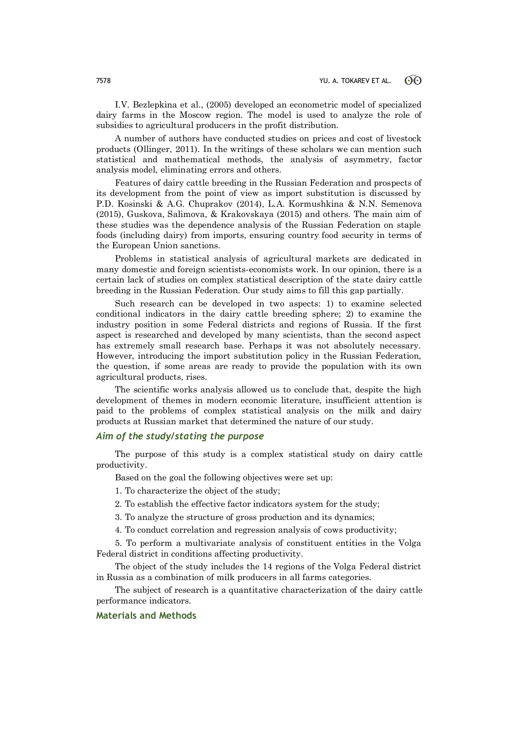I.V. Bezlepkina et al., (2005) developed an econometric model of specialized dairy farms in the Moscow region. The model is used to analyze the role of subsidies to agricultural producers in the profit distribution.

A number of authors have conducted studies on prices and cost of livestock products (Ollinger, 2011). In the writings of these scholars we can mention such statistical and mathematical methods, the analysis of asymmetry, factor analysis model, eliminating errors and others.

Features of dairy cattle breeding in the Russian Federation and prospects of its development from the point of view as import substitution is discussed by P.D. Kosinski & A.G. Chuprakov (2014), L.A. Kormushkina & N.N. Semenova (2015), Guskova, Salimova, & Krakovskaya (2015) and others. The main aim of these studies was the dependence analysis of the Russian Federation on staple foods (including dairy) from imports, ensuring country food security in terms of the European Union sanctions.

Problems in statistical analysis of agricultural markets are dedicated in many domestic and foreign scientists-economists work. In our opinion, there is a certain lack of studies on complex statistical description of the state dairy cattle breeding in the Russian Federation. Our study aims to fill this gap partially.

Such research can be developed in two aspects: 1) to examine selected conditional indicators in the dairy cattle breeding sphere; 2) to examine the industry position in some Federal districts and regions of Russia. If the first aspect is researched and developed by many scientists, than the second aspect has extremely small research base. Perhaps it was not absolutely necessary. However, introducing the import substitution policy in the Russian Federation, the question, if some areas are ready to provide the population with its own agricultural products, rises.

The scientific works analysis allowed us to conclude that, despite the high development of themes in modern economic literature, insufficient attention is paid to the problems of complex statistical analysis on the milk and dairy products at Russian market that determined the nature of our study.

### *Aim of the study/stating the purpose*

The purpose of this study is a complex statistical study on dairy cattle productivity.

Based on the goal the following objectives were set up:

1. To characterize the object of the study;
2. To establish the effective factor indicators system for the study;
3. To analyze the structure of gross production and its dynamics;
4. To conduct correlation and regression analysis of cows productivity;
5. To perform a multivariate analysis of constituent entities in the Volga Federal district in conditions affecting productivity.

The object of the study includes the 14 regions of the Volga Federal district in Russia as a combination of milk producers in all farms categories.

The subject of research is a quantitative characterization of the dairy cattle performance indicators.

## Materials and Methods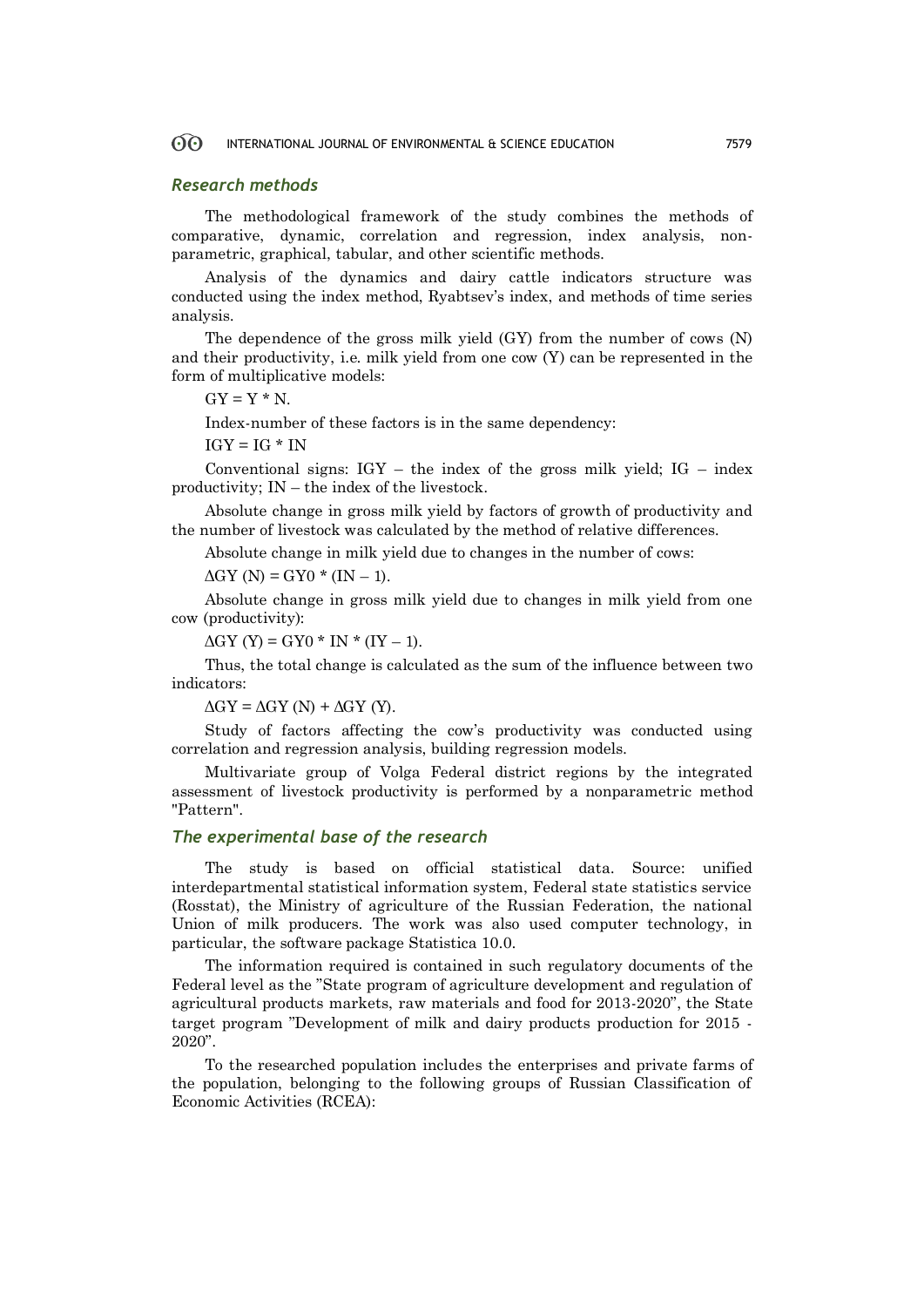## *Research methods*

The methodological framework of the study combines the methods of comparative, dynamic, correlation and regression, index analysis, non-parametric, graphical, tabular, and other scientific methods.

Analysis of the dynamics and dairy cattle indicators structure was conducted using the index method, Ryabtsev's index, and methods of time series analysis.

The dependence of the gross milk yield (GY) from the number of cows (N) and their productivity, i.e. milk yield from one cow (Y) can be represented in the form of multiplicative models:

$$GY = Y * N.$$

Index-number of these factors is in the same dependency:

$$IGY = IG * IN$$

Conventional signs: IGY – the index of the gross milk yield; IG – index productivity; IN – the index of the livestock.

Absolute change in gross milk yield by factors of growth of productivity and the number of livestock was calculated by the method of relative differences.

Absolute change in milk yield due to changes in the number of cows:

$$\Delta GY (N) = GY0 * (IN – 1).$$

Absolute change in gross milk yield due to changes in milk yield from one cow (productivity):

$$\Delta GY (Y) = GY0 * IN * (IY – 1).$$

Thus, the total change is calculated as the sum of the influence between two indicators:

$$\Delta GY = \Delta GY (N) + \Delta GY (Y).$$

Study of factors affecting the cow's productivity was conducted using correlation and regression analysis, building regression models.

Multivariate group of Volga Federal district regions by the integrated assessment of livestock productivity is performed by a nonparametric method "Pattern".

## *The experimental base of the research*

The study is based on official statistical data. Source: unified interdepartmental statistical information system, Federal state statistics service (Rosstat), the Ministry of agriculture of the Russian Federation, the national Union of milk producers. The work was also used computer technology, in particular, the software package Statistica 10.0.

The information required is contained in such regulatory documents of the Federal level as the "State program of agriculture development and regulation of agricultural products markets, raw materials and food for 2013-2020", the State target program "Development of milk and dairy products production for 2015 - 2020".

To the researched population includes the enterprises and private farms of the population, belonging to the following groups of Russian Classification of Economic Activities (RCEA):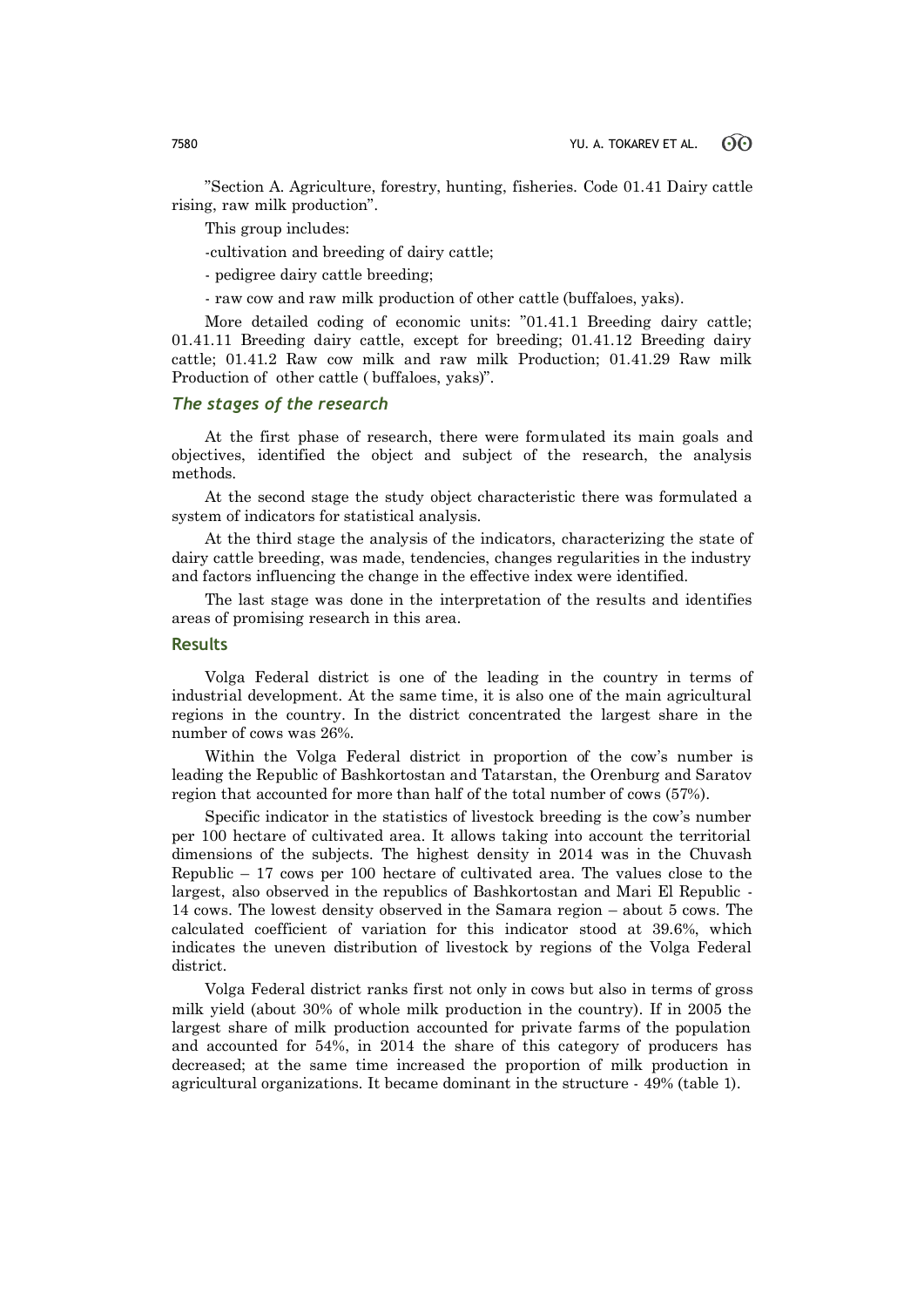"Section A. Agriculture, forestry, hunting, fisheries. Code 01.41 Dairy cattle rising, raw milk production".

This group includes:

-cultivation and breeding of dairy cattle;

- pedigree dairy cattle breeding;

- raw cow and raw milk production of other cattle (buffaloes, yaks).

More detailed coding of economic units: "01.41.1 Breeding dairy cattle; 01.41.11 Breeding dairy cattle, except for breeding; 01.41.12 Breeding dairy cattle; 01.41.2 Raw cow milk and raw milk Production; 01.41.29 Raw milk Production of other cattle ( buffaloes, yaks)".

### *The stages of the research*

At the first phase of research, there were formulated its main goals and objectives, identified the object and subject of the research, the analysis methods.

At the second stage the study object characteristic there was formulated a system of indicators for statistical analysis.

At the third stage the analysis of the indicators, characterizing the state of dairy cattle breeding, was made, tendencies, changes regularities in the industry and factors influencing the change in the effective index were identified.

The last stage was done in the interpretation of the results and identifies areas of promising research in this area.

## Results

Volga Federal district is one of the leading in the country in terms of industrial development. At the same time, it is also one of the main agricultural regions in the country. In the district concentrated the largest share in the number of cows was 26%.

Within the Volga Federal district in proportion of the cow's number is leading the Republic of Bashkortostan and Tatarstan, the Orenburg and Saratov region that accounted for more than half of the total number of cows (57%).

Specific indicator in the statistics of livestock breeding is the cow's number per 100 hectare of cultivated area. It allows taking into account the territorial dimensions of the subjects. The highest density in 2014 was in the Chuvash Republic – 17 cows per 100 hectare of cultivated area. The values close to the largest, also observed in the republics of Bashkortostan and Mari El Republic - 14 cows. The lowest density observed in the Samara region – about 5 cows. The calculated coefficient of variation for this indicator stood at 39.6%, which indicates the uneven distribution of livestock by regions of the Volga Federal district.

Volga Federal district ranks first not only in cows but also in terms of gross milk yield (about 30% of whole milk production in the country). If in 2005 the largest share of milk production accounted for private farms of the population and accounted for 54%, in 2014 the share of this category of producers has decreased; at the same time increased the proportion of milk production in agricultural organizations. It became dominant in the structure - 49% (table 1).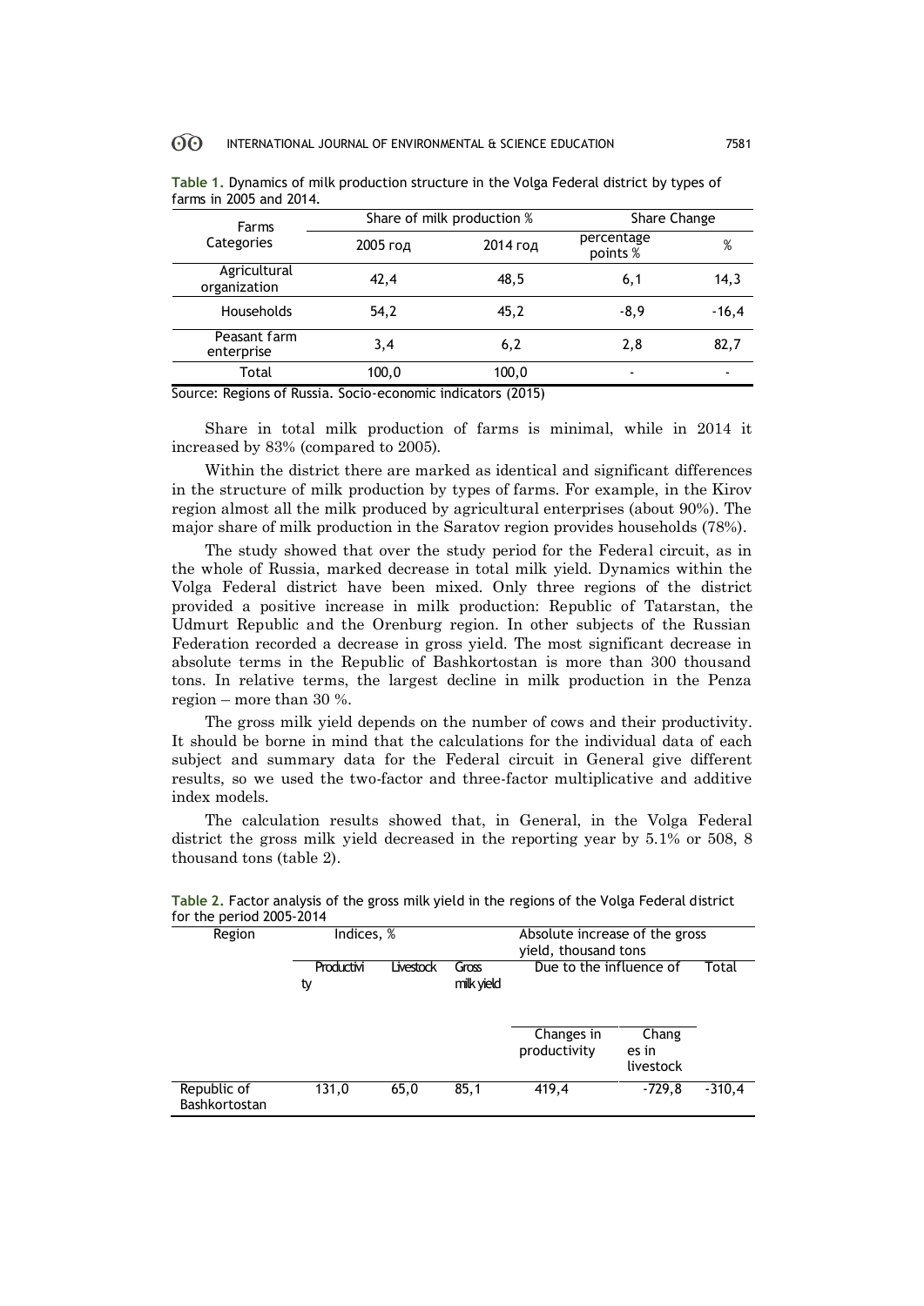**Table 1.** Dynamics of milk production structure in the Volga Federal district by types of farms in 2005 and 2014.

| Farms Categories | Share of milk production % | | Share Change | |
|---|---|---|---|---|
| | 2005 год | 2014 год | percentage points % | % |
| Agricultural organization | 42,4 | 48,5 | 6,1 | 14,3 |
| Households | 54,2 | 45,2 | -8,9 | -16,4 |
| Peasant farm enterprise | 3,4 | 6,2 | 2,8 | 82,7 |
| Total | 100,0 | 100,0 | - | - |

Source: Regions of Russia. Socio-economic indicators (2015)

Share in total milk production of farms is minimal, while in 2014 it increased by 83% (compared to 2005).

Within the district there are marked as identical and significant differences in the structure of milk production by types of farms. For example, in the Kirov region almost all the milk produced by agricultural enterprises (about 90%). The major share of milk production in the Saratov region provides households (78%).

The study showed that over the study period for the Federal circuit, as in the whole of Russia, marked decrease in total milk yield. Dynamics within the Volga Federal district have been mixed. Only three regions of the district provided a positive increase in milk production: Republic of Tatarstan, the Udmurt Republic and the Orenburg region. In other subjects of the Russian Federation recorded a decrease in gross yield. The most significant decrease in absolute terms in the Republic of Bashkortostan is more than 300 thousand tons. In relative terms, the largest decline in milk production in the Penza region – more than 30 %.

The gross milk yield depends on the number of cows and their productivity. It should be borne in mind that the calculations for the individual data of each subject and summary data for the Federal circuit in General give different results, so we used the two-factor and three-factor multiplicative and additive index models.

The calculation results showed that, in General, in the Volga Federal district the gross milk yield decreased in the reporting year by 5.1% or 508, 8 thousand tons (table 2).

**Table 2.** Factor analysis of the gross milk yield in the regions of the Volga Federal district for the period 2005-2014

| Region | Indices, % | | | Absolute increase of the gross yield, thousand tons | | |
|---|---|---|---|---|---|---|
| | Productivity | Livestock | Gross milk yield | Due to the influence of | | Total |
| | | | | Changes in productivity | Changes in livestock | |
| Republic of Bashkortostan | 131,0 | 65,0 | 85,1 | 419,4 | -729,8 | -310,4 |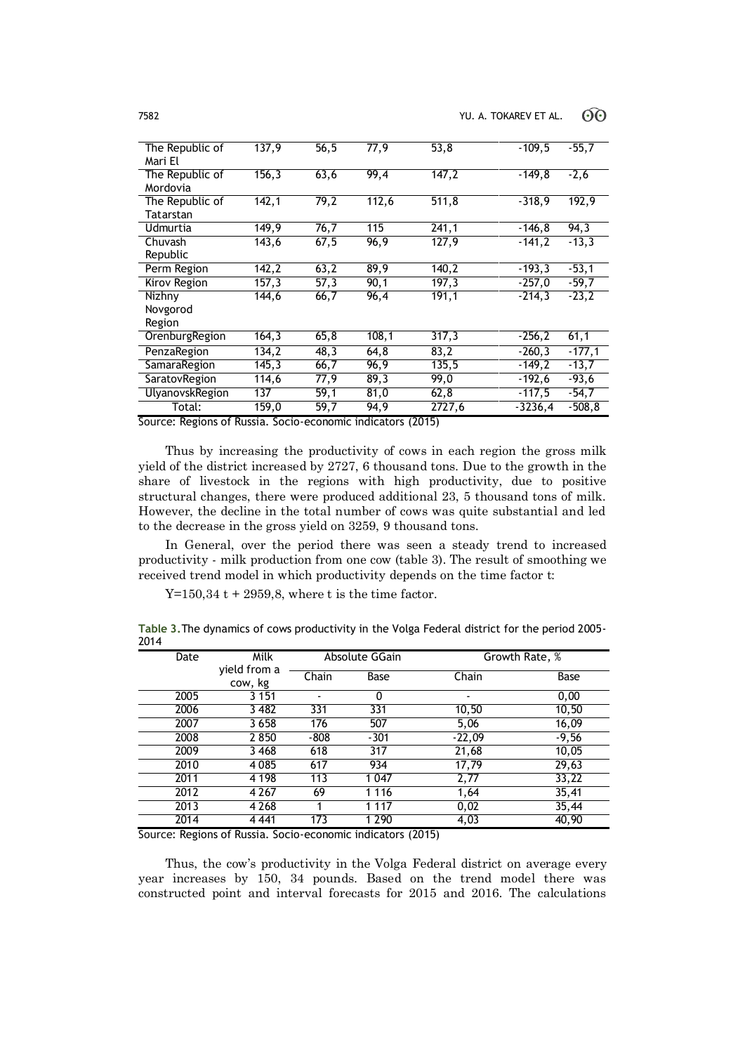| The Republic of Mari El | 137,9 | 56,5 | 77,9 | 53,8 | -109,5 | -55,7 |
|---|---|---|---|---|---|---|
| The Republic of Mordovia | 156,3 | 63,6 | 99,4 | 147,2 | -149,8 | -2,6 |
| The Republic of Tatarstan | 142,1 | 79,2 | 112,6 | 511,8 | -318,9 | 192,9 |
| Udmurtia | 149,9 | 76,7 | 115 | 241,1 | -146,8 | 94,3 |
| Chuvash Republic | 143,6 | 67,5 | 96,9 | 127,9 | -141,2 | -13,3 |
| Perm Region | 142,2 | 63,2 | 89,9 | 140,2 | -193,3 | -53,1 |
| Kirov Region | 157,3 | 57,3 | 90,1 | 197,3 | -257,0 | -59,7 |
| Nizhny Novgorod Region | 144,6 | 66,7 | 96,4 | 191,1 | -214,3 | -23,2 |
| OrenburgRegion | 164,3 | 65,8 | 108,1 | 317,3 | -256,2 | 61,1 |
| PenzaRegion | 134,2 | 48,3 | 64,8 | 83,2 | -260,3 | -177,1 |
| SamaraRegion | 145,3 | 66,7 | 96,9 | 135,5 | -149,2 | -13,7 |
| SaratovRegion | 114,6 | 77,9 | 89,3 | 99,0 | -192,6 | -93,6 |
| UlyanovskRegion | 137 | 59,1 | 81,0 | 62,8 | -117,5 | -54,7 |
| Total: | 159,0 | 59,7 | 94,9 | 2727,6 | -3236,4 | -508,8 |

Source: Regions of Russia. Socio-economic indicators (2015)

Thus by increasing the productivity of cows in each region the gross milk yield of the district increased by 2727, 6 thousand tons. Due to the growth in the share of livestock in the regions with high productivity, due to positive structural changes, there were produced additional 23, 5 thousand tons of milk. However, the decline in the total number of cows was quite substantial and led to the decrease in the gross yield on 3259, 9 thousand tons.

In General, over the period there was seen a steady trend to increased productivity - milk production from one cow (table 3). The result of smoothing we received trend model in which productivity depends on the time factor t:

$Y=150,34\ t + 2959,8$, where t is the time factor.

**Table 3.** The dynamics of cows productivity in the Volga Federal district for the period 2005-2014

| Date | Milk yield from a cow, kg | Absolute GGain | | Growth Rate, % | |
|---|---|---|---|---|---|
| | | Chain | Base | Chain | Base |
| 2005 | 3 151 | - | 0 | - | 0,00 |
| 2006 | 3 482 | 331 | 331 | 10,50 | 10,50 |
| 2007 | 3 658 | 176 | 507 | 5,06 | 16,09 |
| 2008 | 2 850 | -808 | -301 | -22,09 | -9,56 |
| 2009 | 3 468 | 618 | 317 | 21,68 | 10,05 |
| 2010 | 4 085 | 617 | 934 | 17,79 | 29,63 |
| 2011 | 4 198 | 113 | 1 047 | 2,77 | 33,22 |
| 2012 | 4 267 | 69 | 1 116 | 1,64 | 35,41 |
| 2013 | 4 268 | 1 | 1 117 | 0,02 | 35,44 |
| 2014 | 4 441 | 173 | 1 290 | 4,03 | 40,90 |

Source: Regions of Russia. Socio-economic indicators (2015)

Thus, the cow's productivity in the Volga Federal district on average every year increases by 150, 34 pounds. Based on the trend model there was constructed point and interval forecasts for 2015 and 2016. The calculations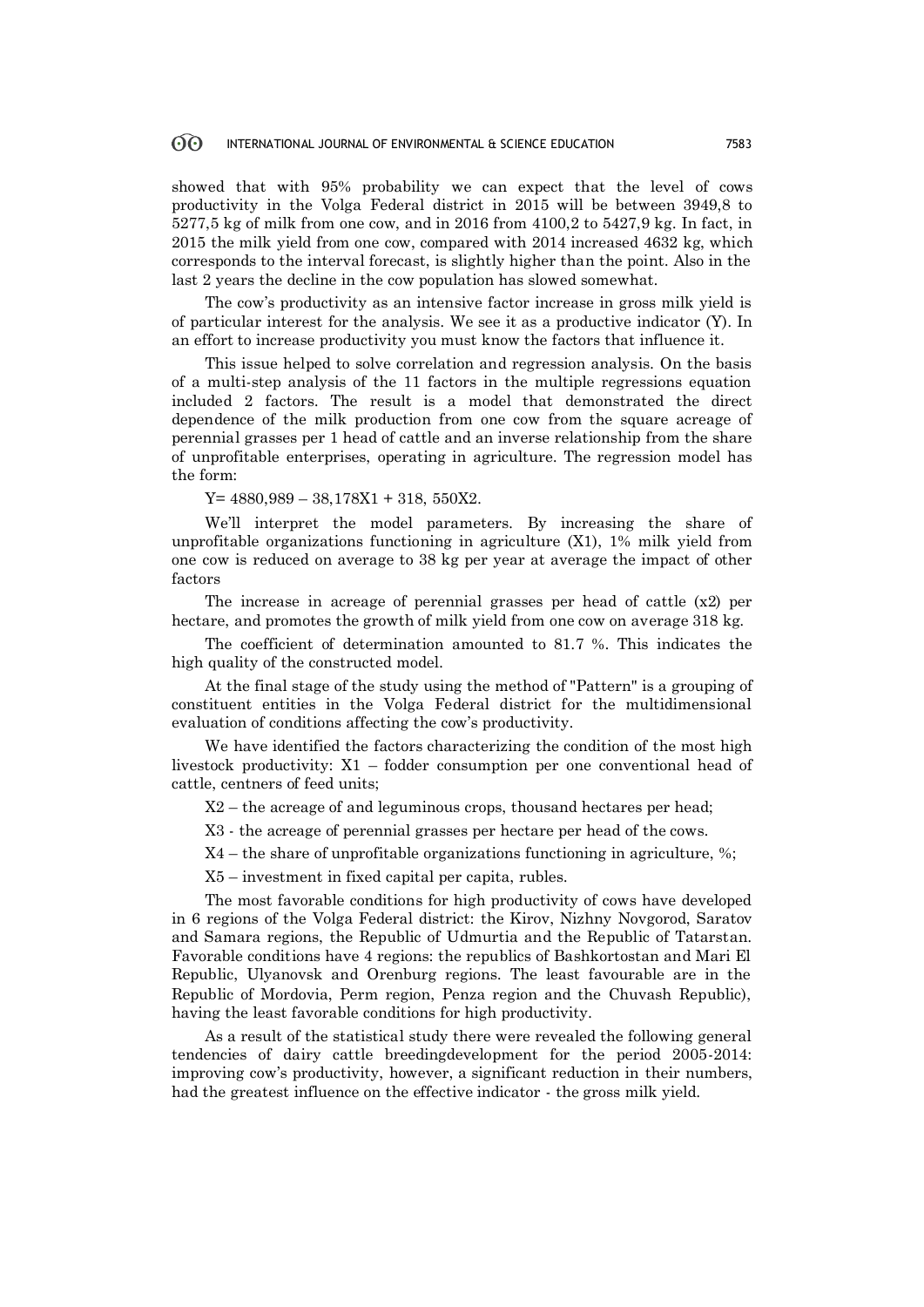showed that with 95% probability we can expect that the level of cows productivity in the Volga Federal district in 2015 will be between 3949,8 to 5277,5 kg of milk from one cow, and in 2016 from 4100,2 to 5427,9 kg. In fact, in 2015 the milk yield from one cow, compared with 2014 increased 4632 kg, which corresponds to the interval forecast, is slightly higher than the point. Also in the last 2 years the decline in the cow population has slowed somewhat.

The cow's productivity as an intensive factor increase in gross milk yield is of particular interest for the analysis. We see it as a productive indicator (Y). In an effort to increase productivity you must know the factors that influence it.

This issue helped to solve correlation and regression analysis. On the basis of a multi-step analysis of the 11 factors in the multiple regressions equation included 2 factors. The result is a model that demonstrated the direct dependence of the milk production from one cow from the square acreage of perennial grasses per 1 head of cattle and an inverse relationship from the share of unprofitable enterprises, operating in agriculture. The regression model has the form:

$Y = 4880{,}989 - 38{,}178X1 + 318{,}\ 550X2$.

We'll interpret the model parameters. By increasing the share of unprofitable organizations functioning in agriculture (X1), 1% milk yield from one cow is reduced on average to 38 kg per year at average the impact of other factors

The increase in acreage of perennial grasses per head of cattle (x2) per hectare, and promotes the growth of milk yield from one cow on average 318 kg.

The coefficient of determination amounted to 81.7 %. This indicates the high quality of the constructed model.

At the final stage of the study using the method of "Pattern" is a grouping of constituent entities in the Volga Federal district for the multidimensional evaluation of conditions affecting the cow's productivity.

We have identified the factors characterizing the condition of the most high livestock productivity: X1 – fodder consumption per one conventional head of cattle, centners of feed units;

X2 – the acreage of and leguminous crops, thousand hectares per head;

X3 - the acreage of perennial grasses per hectare per head of the cows.

X4 – the share of unprofitable organizations functioning in agriculture, %;

X5 – investment in fixed capital per capita, rubles.

The most favorable conditions for high productivity of cows have developed in 6 regions of the Volga Federal district: the Kirov, Nizhny Novgorod, Saratov and Samara regions, the Republic of Udmurtia and the Republic of Tatarstan. Favorable conditions have 4 regions: the republics of Bashkortostan and Mari El Republic, Ulyanovsk and Orenburg regions. The least favourable are in the Republic of Mordovia, Perm region, Penza region and the Chuvash Republic), having the least favorable conditions for high productivity.

As a result of the statistical study there were revealed the following general tendencies of dairy cattle breedingdevelopment for the period 2005-2014: improving cow's productivity, however, a significant reduction in their numbers, had the greatest influence on the effective indicator - the gross milk yield.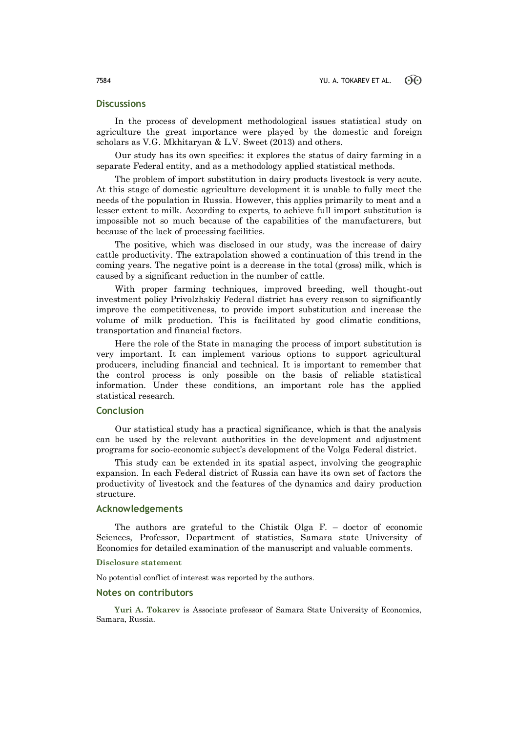## Discussions

In the process of development methodological issues statistical study on agriculture the great importance were played by the domestic and foreign scholars as V.G. Mkhitaryan & L.V. Sweet (2013) and others.

Our study has its own specifics: it explores the status of dairy farming in a separate Federal entity, and as a methodology applied statistical methods.

The problem of import substitution in dairy products livestock is very acute. At this stage of domestic agriculture development it is unable to fully meet the needs of the population in Russia. However, this applies primarily to meat and a lesser extent to milk. According to experts, to achieve full import substitution is impossible not so much because of the capabilities of the manufacturers, but because of the lack of processing facilities.

The positive, which was disclosed in our study, was the increase of dairy cattle productivity. The extrapolation showed a continuation of this trend in the coming years. The negative point is a decrease in the total (gross) milk, which is caused by a significant reduction in the number of cattle.

With proper farming techniques, improved breeding, well thought-out investment policy Privolzhskiy Federal district has every reason to significantly improve the competitiveness, to provide import substitution and increase the volume of milk production. This is facilitated by good climatic conditions, transportation and financial factors.

Here the role of the State in managing the process of import substitution is very important. It can implement various options to support agricultural producers, including financial and technical. It is important to remember that the control process is only possible on the basis of reliable statistical information. Under these conditions, an important role has the applied statistical research.

## Conclusion

Our statistical study has a practical significance, which is that the analysis can be used by the relevant authorities in the development and adjustment programs for socio-economic subject's development of the Volga Federal district.

This study can be extended in its spatial aspect, involving the geographic expansion. In each Federal district of Russia can have its own set of factors the productivity of livestock and the features of the dynamics and dairy production structure.

## Acknowledgements

The authors are grateful to the Chistik Olga F. – doctor of economic Sciences, Professor, Department of statistics, Samara state University of Economics for detailed examination of the manuscript and valuable comments.

### Disclosure statement

No potential conflict of interest was reported by the authors.

## Notes on contributors

**Yuri A. Tokarev** is Associate professor of Samara State University of Economics, Samara, Russia.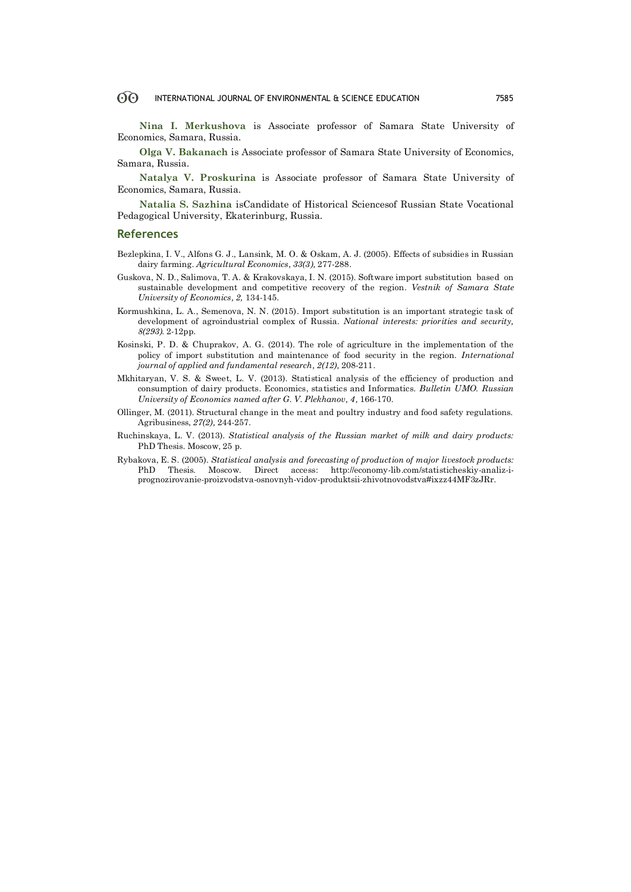**Nina I. Merkushova** is Associate professor of Samara State University of Economics, Samara, Russia.

**Olga V. Bakanach** is Associate professor of Samara State University of Economics, Samara, Russia.

**Natalya V. Proskurina** is Associate professor of Samara State University of Economics, Samara, Russia.

**Natalia S. Sazhina** isCandidate of Historical Sciencesof Russian State Vocational Pedagogical University, Ekaterinburg, Russia.

## References

Bezlepkina, I. V., Alfons G. J., Lansink, M. O. & Oskam, A. J. (2005). Effects of subsidies in Russian dairy farming. *Agricultural Economics, 33(3),* 277-288.

Guskova, N. D., Salimova, T. A. & Krakovskaya, I. N. (2015). Software import substitution based on sustainable development and competitive recovery of the region. *Vestnik of Samara State University of Economics, 2,* 134-145.

Kormushkina, L. A., Semenova, N. N. (2015). Import substitution is an important strategic task of development of agroindustrial complex of Russia. *National interests: priorities and security, 8(293).* 2-12pp.

Kosinski, P. D. & Chuprakov, A. G. (2014). The role of agriculture in the implementation of the policy of import substitution and maintenance of food security in the region. *International journal of applied and fundamental research, 2(12),* 208-211.

Mkhitaryan, V. S. & Sweet, L. V. (2013). Statistical analysis of the efficiency of production and consumption of dairy products. Economics, statistics and Informatics. *Bulletin UMO. Russian University of Economics named after G. V. Plekhanov, 4,* 166-170.

Ollinger, M. (2011). Structural change in the meat and poultry industry and food safety regulations. Agribusiness, *27(2),* 244-257.

Ruchinskaya, L. V. (2013). *Statistical analysis of the Russian market of milk and dairy products:* PhD Thesis. Moscow, 25 p.

Rybakova, E. S. (2005). *Statistical analysis and forecasting of production of major livestock products:* PhD Thesis. Moscow. Direct access: http://economy-lib.com/statisticheskiy-analiz-i-prognozirovanie-proizvodstva-osnovnyh-vidov-produktsii-zhivotnovodstva#ixzz44MF3zJRr.